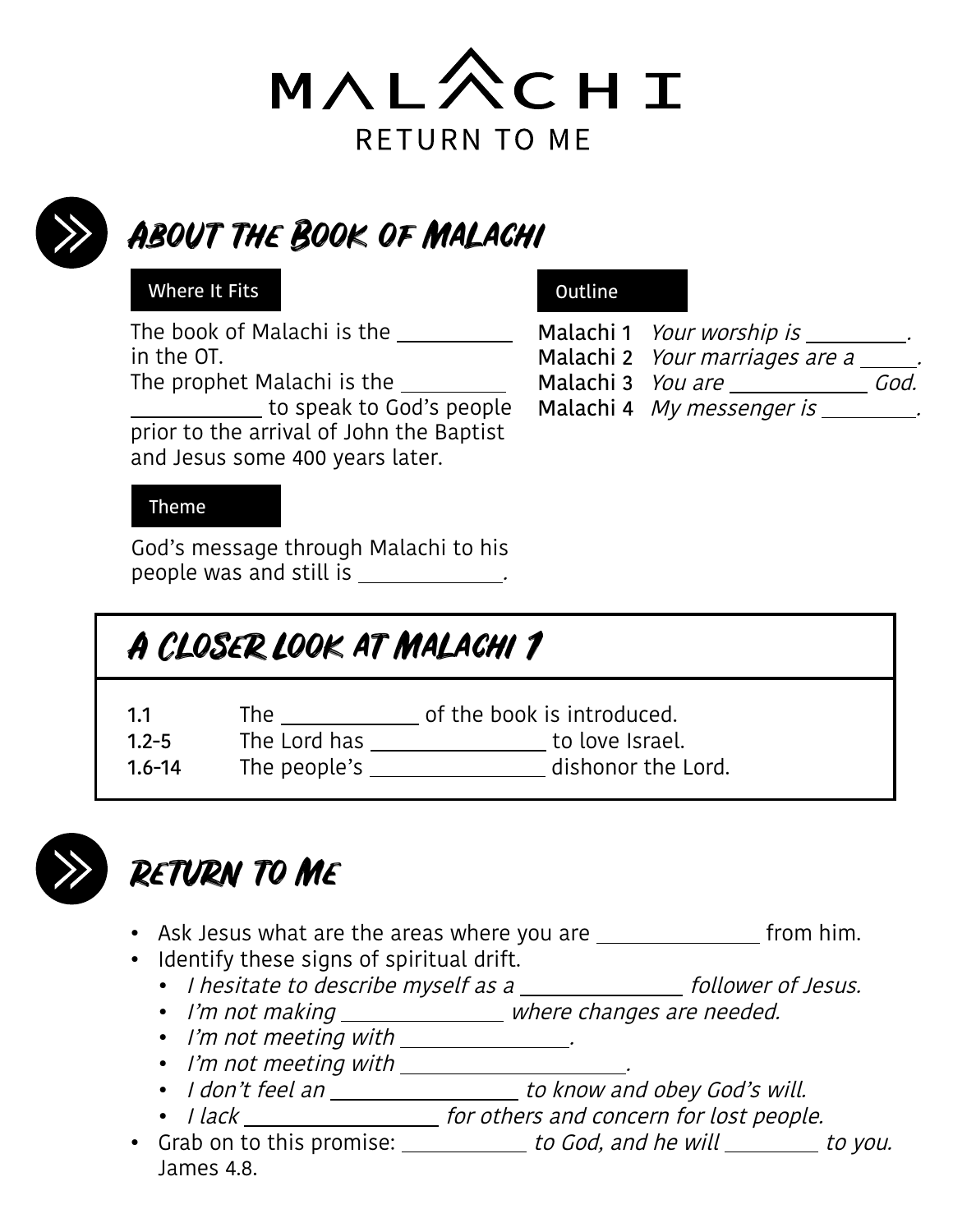# MALACHI

RETURN TO ME

## About the Book of Malachi

**Where It Fits**

The book of Malachi is the __________ in the OT.
The prophet Malachi is the __________ __________ to speak to God's people prior to the arrival of John the Baptist and Jesus some 400 years later.

**Outline**

**Malachi 1** *Your worship is __________.*
**Malachi 2** *Your marriages are a _____.*
**Malachi 3** *You are __________ God.*
**Malachi 4** *My messenger is __________.*

**Theme**

God's message through Malachi to his people was and still is __________.

## A Closer Look at Malachi 1

| | |
|---|---|
| **1.1** | The __________ of the book is introduced. |
| **1.2-5** | The Lord has __________ to love Israel. |
| **1.6-14** | The people's __________ dishonor the Lord. |

## Return to Me

- Ask Jesus what are the areas where you are __________ from him.
- Identify these signs of spiritual drift.
  - *I hesitate to describe myself as a __________ follower of Jesus.*
  - *I'm not making __________ where changes are needed.*
  - *I'm not meeting with __________.*
  - *I'm not meeting with __________.*
  - *I don't feel an __________ to know and obey God's will.*
  - *I lack __________ for others and concern for lost people.*
- Grab on to this promise: __________ *to God, and he will* __________ *to you.* James 4.8.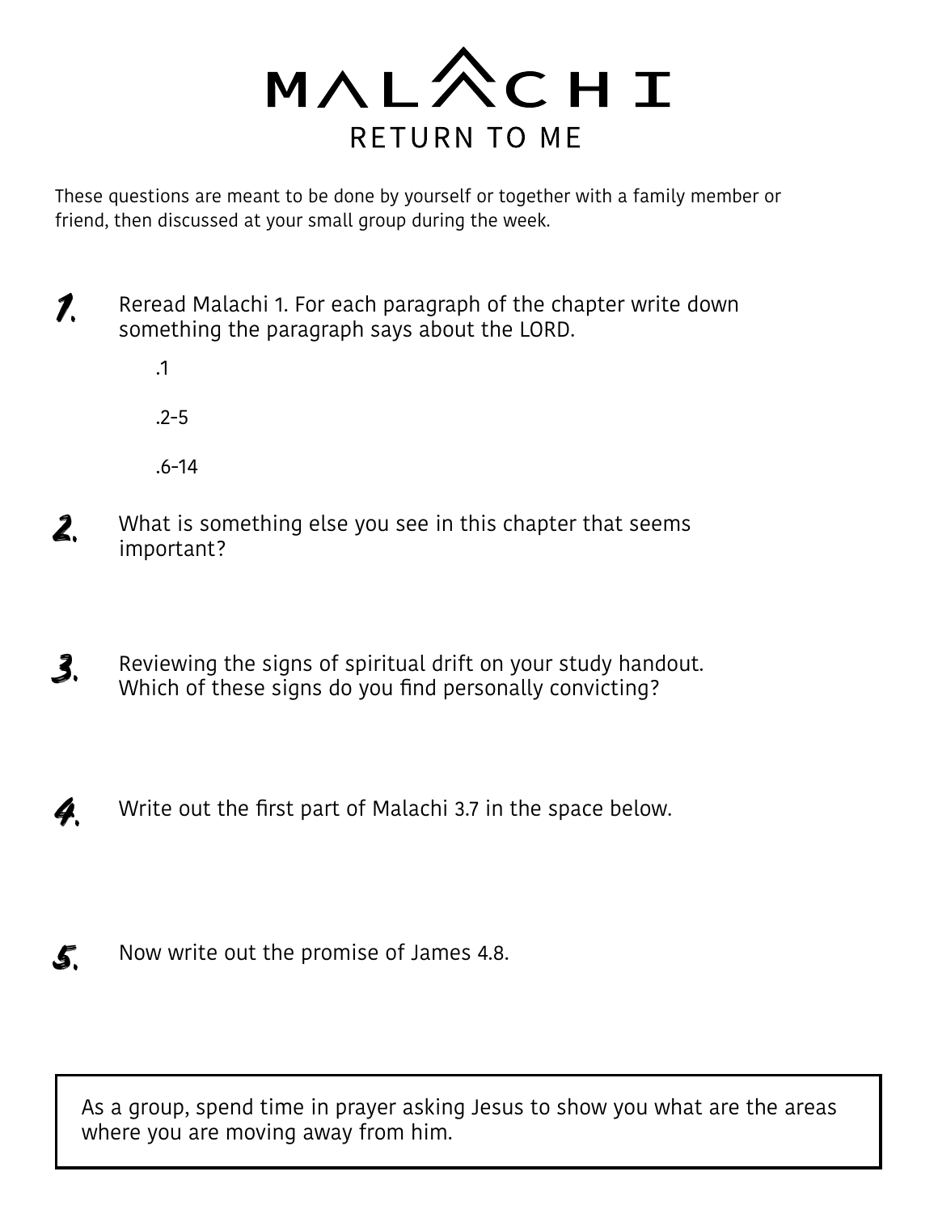# MALACHI

## RETURN TO ME

These questions are meant to be done by yourself or together with a family member or friend, then discussed at your small group during the week.

1. Reread Malachi 1. For each paragraph of the chapter write down something the paragraph says about the LORD.

   .1

   .2-5

   .6-14

2. What is something else you see in this chapter that seems important?

3. Reviewing the signs of spiritual drift on your study handout. Which of these signs do you find personally convicting?

4. Write out the first part of Malachi 3.7 in the space below.

5. Now write out the promise of James 4.8.

> As a group, spend time in prayer asking Jesus to show you what are the areas where you are moving away from him.